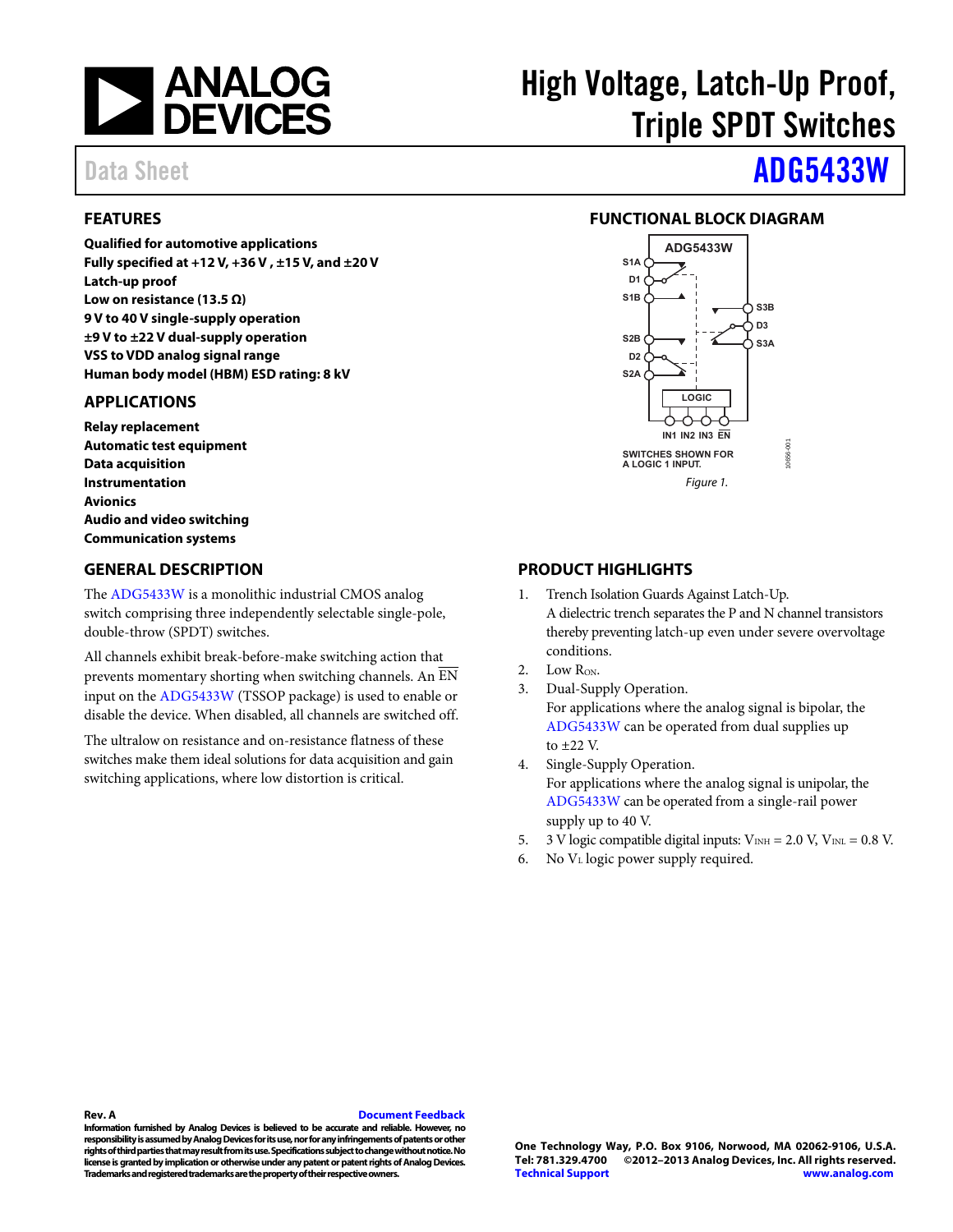# High Voltage, Latch-Up Proof, Triple SPDT Switches

Data Sheet

# ADG5433W

## FEATURES

**Qualified for automotive applications**
**Fully specified at +12 V, +36 V , ±15 V, and ±20 V**
**Latch-up proof**
**Low on resistance (13.5 Ω)**
**9 V to 40 V single-supply operation**
**±9 V to ±22 V dual-supply operation**
**VSS to VDD analog signal range**
**Human body model (HBM) ESD rating: 8 kV**

## APPLICATIONS

**Relay replacement**
**Automatic test equipment**
**Data acquisition**
**Instrumentation**
**Avionics**
**Audio and video switching**
**Communication systems**

## FUNCTIONAL BLOCK DIAGRAM

*Figure 1.*

## GENERAL DESCRIPTION

The ADG5433W is a monolithic industrial CMOS analog switch comprising three independently selectable single-pole, double-throw (SPDT) switches.

All channels exhibit break-before-make switching action that prevents momentary shorting when switching channels. An $\overline{EN}$ input on the ADG5433W (TSSOP package) is used to enable or disable the device. When disabled, all channels are switched off.

The ultralow on resistance and on-resistance flatness of these switches make them ideal solutions for data acquisition and gain switching applications, where low distortion is critical.

## PRODUCT HIGHLIGHTS

1. Trench Isolation Guards Against Latch-Up.
   A dielectric trench separates the P and N channel transistors thereby preventing latch-up even under severe overvoltage conditions.
2. Low $R_{ON}$.
3. Dual-Supply Operation.
   For applications where the analog signal is bipolar, the ADG5433W can be operated from dual supplies up to ±22 V.
4. Single-Supply Operation.
   For applications where the analog signal is unipolar, the ADG5433W can be operated from a single-rail power supply up to 40 V.
5. 3 V logic compatible digital inputs: $V_{INH}$ = 2.0 V, $V_{INL}$ = 0.8 V.
6. No $V_L$ logic power supply required.

**Rev. A** — Document Feedback

**Information furnished by Analog Devices is believed to be accurate and reliable. However, no responsibility is assumed by Analog Devices for its use, nor for any infringements of patents or other rights of third parties that may result from its use. Specifications subject to change without notice. No license is granted by implication or otherwise under any patent or patent rights of Analog Devices. Trademarks and registered trademarks are the property of their respective owners.**

**One Technology Way, P.O. Box 9106, Norwood, MA 02062-9106, U.S.A.**
**Tel: 781.329.4700 ©2012–2013 Analog Devices, Inc. All rights reserved.**
**Technical Support www.analog.com**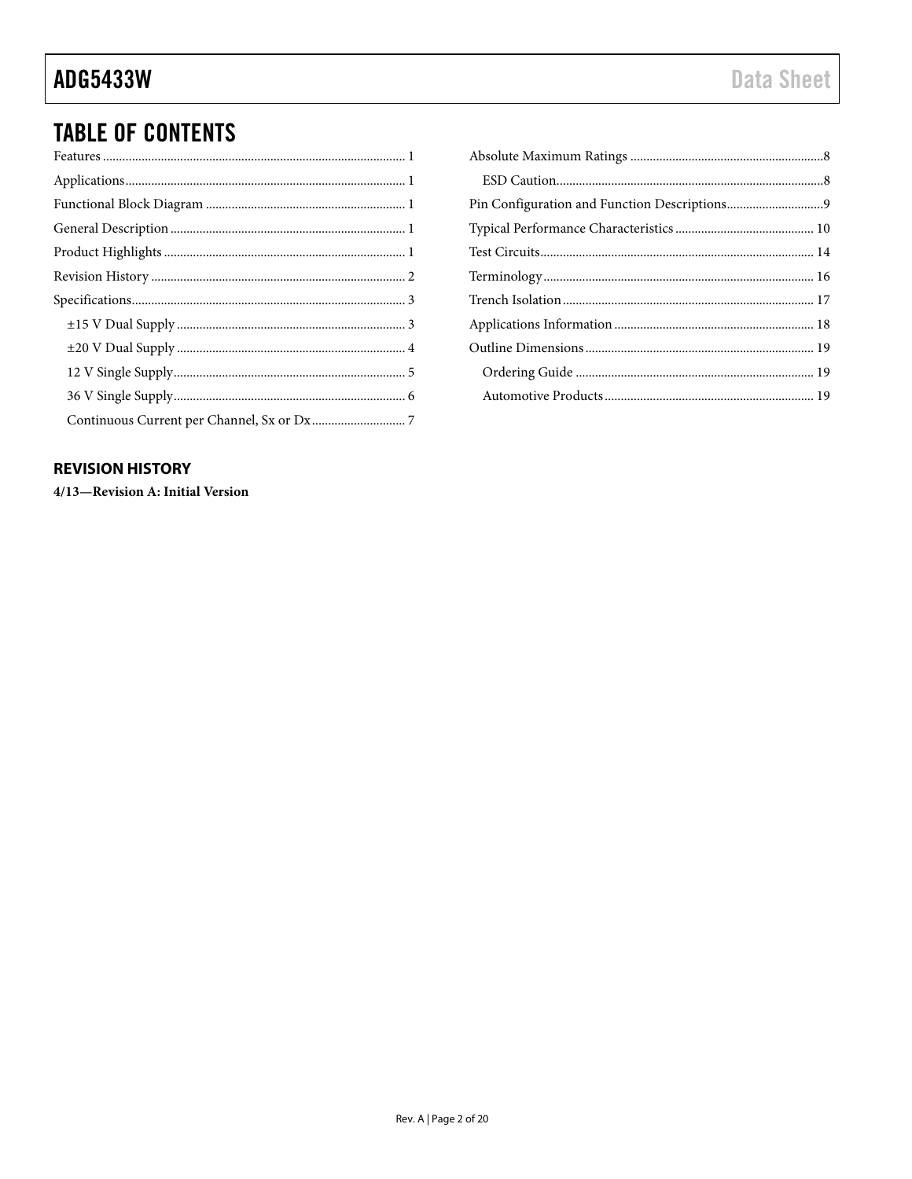# TABLE OF CONTENTS

Features ........................................................................................ 1
Applications .................................................................................. 1
Functional Block Diagram .......................................................... 1
General Description ..................................................................... 1
Product Highlights ....................................................................... 1
Revision History ........................................................................... 2
Specifications ................................................................................ 3
  ±15 V Dual Supply ..................................................................... 3
  ±20 V Dual Supply ..................................................................... 4
  12 V Single Supply ..................................................................... 5
  36 V Single Supply ..................................................................... 6
  Continuous Current per Channel, Sx or Dx ............................ 7
Absolute Maximum Ratings ........................................................ 8
  ESD Caution ................................................................................ 8
Pin Configuration and Function Descriptions ........................... 9
Typical Performance Characteristics ......................................... 10
Test Circuits ................................................................................. 14
Terminology ................................................................................. 16
Trench Isolation ........................................................................... 17
Applications Information ............................................................ 18
Outline Dimensions ..................................................................... 19
  Ordering Guide ......................................................................... 19
  Automotive Products ................................................................ 19

## REVISION HISTORY

**4/13—Revision A: Initial Version**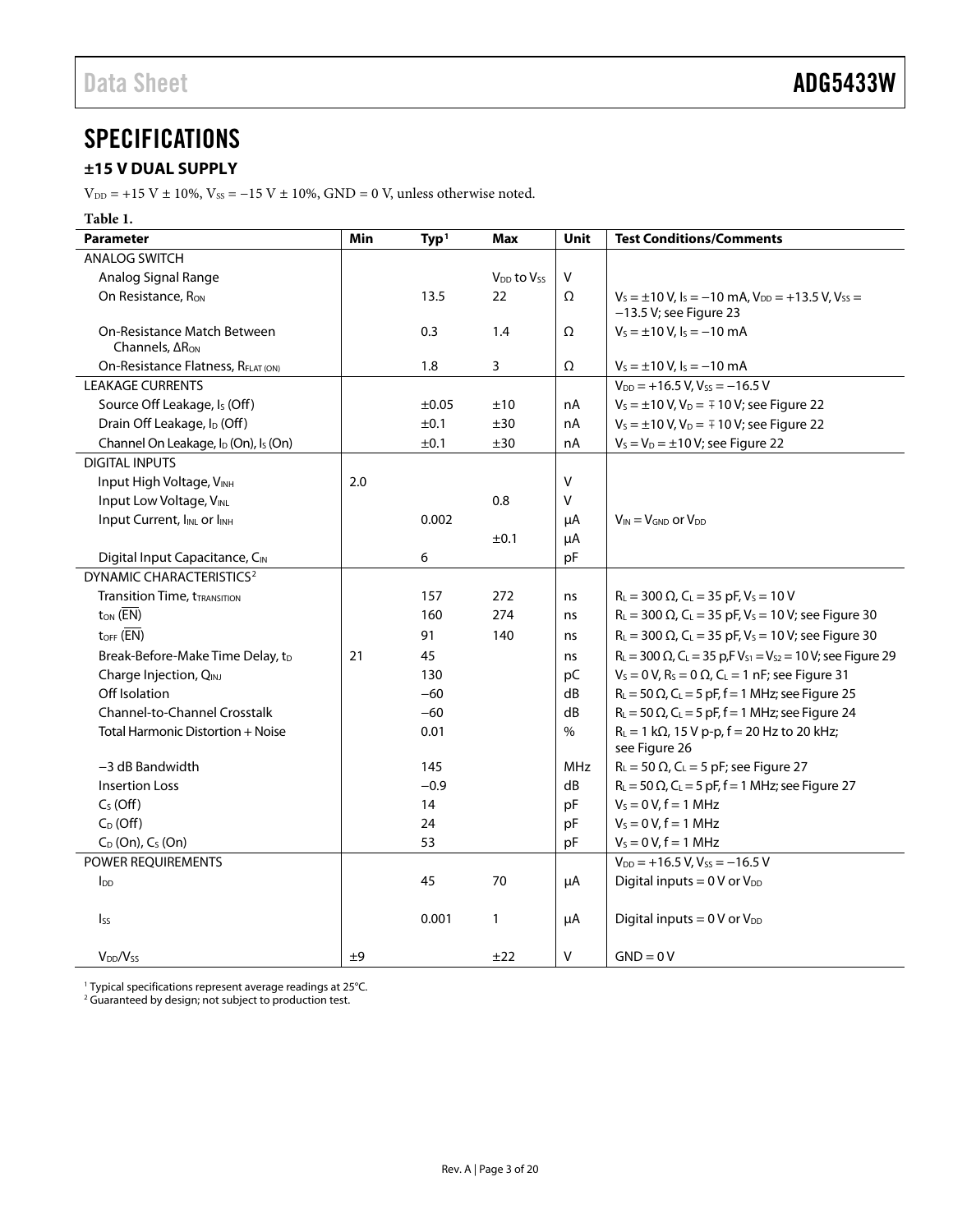# SPECIFICATIONS

## ±15 V DUAL SUPPLY

$V_{DD}$ = +15 V ± 10%, $V_{SS}$ = −15 V ± 10%, GND = 0 V, unless otherwise noted.

**Table 1.**

| Parameter | Min | Typ[1] | Max | Unit | Test Conditions/Comments |
|---|---|---|---|---|---|
| ANALOG SWITCH | | | | | |
| Analog Signal Range | | | $V_{DD}$ to $V_{SS}$ | V | |
| On Resistance, $R_{ON}$ | | 13.5 | 22 | Ω | $V_S$ = ±10 V, $I_S$ = −10 mA, $V_{DD}$ = +13.5 V, $V_{SS}$ = −13.5 V; see Figure 23 |
| On-Resistance Match Between Channels, $\Delta R_{ON}$ | | 0.3 | 1.4 | Ω | $V_S$ = ±10 V, $I_S$ = −10 mA |
| On-Resistance Flatness, $R_{FLAT(ON)}$ | | 1.8 | 3 | Ω | $V_S$ = ±10 V, $I_S$ = −10 mA |
| LEAKAGE CURRENTS | | | | | $V_{DD}$ = +16.5 V, $V_{SS}$ = −16.5 V |
| Source Off Leakage, $I_S$ (Off) | | ±0.05 | ±10 | nA | $V_S$ = ±10 V, $V_D$ = ∓10 V; see Figure 22 |
| Drain Off Leakage, $I_D$ (Off) | | ±0.1 | ±30 | nA | $V_S$ = ±10 V, $V_D$ = ∓10 V; see Figure 22 |
| Channel On Leakage, $I_D$ (On), $I_S$ (On) | | ±0.1 | ±30 | nA | $V_S$ = $V_D$ = ±10 V; see Figure 22 |
| DIGITAL INPUTS | | | | | |
| Input High Voltage, $V_{INH}$ | 2.0 | | | V | |
| Input Low Voltage, $V_{INL}$ | | | 0.8 | V | |
| Input Current, $I_{INL}$ or $I_{INH}$ | | 0.002 | | μA | $V_{IN}$ = $V_{GND}$ or $V_{DD}$ |
| | | | ±0.1 | μA | |
| Digital Input Capacitance, $C_{IN}$ | | 6 | | pF | |
| DYNAMIC CHARACTERISTICS[2] | | | | | |
| Transition Time, $t_{TRANSITION}$ | | 157 | 272 | ns | $R_L$ = 300 Ω, $C_L$ = 35 pF, $V_S$ = 10 V |
| $t_{ON}$ ($\overline{EN}$) | | 160 | 274 | ns | $R_L$ = 300 Ω, $C_L$ = 35 pF, $V_S$ = 10 V; see Figure 30 |
| $t_{OFF}$ ($\overline{EN}$) | | 91 | 140 | ns | $R_L$ = 300 Ω, $C_L$ = 35 pF, $V_S$ = 10 V; see Figure 30 |
| Break-Before-Make Time Delay, $t_D$ | 21 | 45 | | ns | $R_L$ = 300 Ω, $C_L$ = 35 p,F $V_{S1}$ = $V_{S2}$ = 10 V; see Figure 29 |
| Charge Injection, $Q_{INJ}$ | | 130 | | pC | $V_S$ = 0 V, $R_S$ = 0 Ω, $C_L$ = 1 nF; see Figure 31 |
| Off Isolation | | −60 | | dB | $R_L$ = 50 Ω, $C_L$ = 5 pF, f = 1 MHz; see Figure 25 |
| Channel-to-Channel Crosstalk | | −60 | | dB | $R_L$ = 50 Ω, $C_L$ = 5 pF, f = 1 MHz; see Figure 24 |
| Total Harmonic Distortion + Noise | | 0.01 | | % | $R_L$ = 1 kΩ, 15 V p-p, f = 20 Hz to 20 kHz; see Figure 26 |
| −3 dB Bandwidth | | 145 | | MHz | $R_L$ = 50 Ω, $C_L$ = 5 pF; see Figure 27 |
| Insertion Loss | | −0.9 | | dB | $R_L$ = 50 Ω, $C_L$ = 5 pF, f = 1 MHz; see Figure 27 |
| $C_S$ (Off) | | 14 | | pF | $V_S$ = 0 V, f = 1 MHz |
| $C_D$ (Off) | | 24 | | pF | $V_S$ = 0 V, f = 1 MHz |
| $C_D$ (On), $C_S$ (On) | | 53 | | pF | $V_S$ = 0 V, f = 1 MHz |
| POWER REQUIREMENTS | | | | | $V_{DD}$ = +16.5 V, $V_{SS}$ = −16.5 V |
| $I_{DD}$ | | 45 | 70 | μA | Digital inputs = 0 V or $V_{DD}$ |
| $I_{SS}$ | | 0.001 | 1 | μA | Digital inputs = 0 V or $V_{DD}$ |
| $V_{DD}$/$V_{SS}$ | ±9 | | ±22 | V | GND = 0 V |

[1] Typical specifications represent average readings at 25°C.
[2] Guaranteed by design; not subject to production test.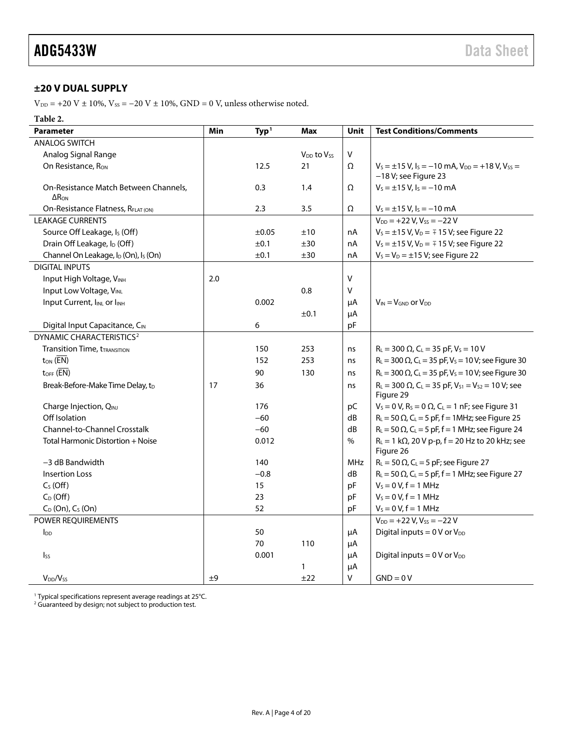### ±20 V DUAL SUPPLY

$V_{DD}$ = +20 V ± 10%, $V_{SS}$ = −20 V ± 10%, GND = 0 V, unless otherwise noted.

**Table 2.**

| Parameter | Min | Typ[1] | Max | Unit | Test Conditions/Comments |
|---|---|---|---|---|---|
| ANALOG SWITCH | | | | | |
| Analog Signal Range | | | $V_{DD}$ to $V_{SS}$ | V | |
| On Resistance, $R_{ON}$ | | 12.5 | 21 | Ω | $V_S$ = ±15 V, $I_S$ = −10 mA, $V_{DD}$ = +18 V, $V_{SS}$ = −18 V; see Figure 23 |
| On-Resistance Match Between Channels, $\Delta R_{ON}$ | | 0.3 | 1.4 | Ω | $V_S$ = ±15 V, $I_S$ = −10 mA |
| On-Resistance Flatness, $R_{FLAT (ON)}$ | | 2.3 | 3.5 | Ω | $V_S$ = ±15 V, $I_S$ = −10 mA |
| LEAKAGE CURRENTS | | | | | $V_{DD}$ = +22 V, $V_{SS}$ = −22 V |
| Source Off Leakage, $I_S$ (Off) | | ±0.05 | ±10 | nA | $V_S$ = ±15 V, $V_D$ = ∓ 15 V; see Figure 22 |
| Drain Off Leakage, $I_D$ (Off) | | ±0.1 | ±30 | nA | $V_S$ = ±15 V, $V_D$ = ∓ 15 V; see Figure 22 |
| Channel On Leakage, $I_D$ (On), $I_S$ (On) | | ±0.1 | ±30 | nA | $V_S$ = $V_D$ = ±15 V; see Figure 22 |
| DIGITAL INPUTS | | | | | |
| Input High Voltage, $V_{INH}$ | 2.0 | | | V | |
| Input Low Voltage, $V_{INL}$ | | | 0.8 | V | |
| Input Current, $I_{INL}$ or $I_{INH}$ | | 0.002 | | µA | $V_{IN}$ = $V_{GND}$ or $V_{DD}$ |
| | | | ±0.1 | µA | |
| Digital Input Capacitance, $C_{IN}$ | | 6 | | pF | |
| DYNAMIC CHARACTERISTICS[2] | | | | | |
| Transition Time, $t_{TRANSITION}$ | | 150 | 253 | ns | $R_L$ = 300 Ω, $C_L$ = 35 pF, $V_S$ = 10 V |
| $t_{ON}$ ($\overline{EN}$) | | 152 | 253 | ns | $R_L$ = 300 Ω, $C_L$ = 35 pF, $V_S$ = 10 V; see Figure 30 |
| $t_{OFF}$ ($\overline{EN}$) | | 90 | 130 | ns | $R_L$ = 300 Ω, $C_L$ = 35 pF, $V_S$ = 10 V; see Figure 30 |
| Break-Before-Make Time Delay, $t_D$ | 17 | 36 | | ns | $R_L$ = 300 Ω, $C_L$ = 35 pF, $V_{S1}$ = $V_{S2}$ = 10 V; see Figure 29 |
| Charge Injection, $Q_{INJ}$ | | 176 | | pC | $V_S$ = 0 V, $R_S$ = 0 Ω, $C_L$ = 1 nF; see Figure 31 |
| Off Isolation | | −60 | | dB | $R_L$ = 50 Ω, $C_L$ = 5 pF, f = 1MHz; see Figure 25 |
| Channel-to-Channel Crosstalk | | −60 | | dB | $R_L$ = 50 Ω, $C_L$ = 5 pF, f = 1 MHz; see Figure 24 |
| Total Harmonic Distortion + Noise | | 0.012 | | % | $R_L$ = 1 kΩ, 20 V p-p, f = 20 Hz to 20 kHz; see Figure 26 |
| −3 dB Bandwidth | | 140 | | MHz | $R_L$ = 50 Ω, $C_L$ = 5 pF; see Figure 27 |
| Insertion Loss | | −0.8 | | dB | $R_L$ = 50 Ω, $C_L$ = 5 pF, f = 1 MHz; see Figure 27 |
| $C_S$ (Off) | | 15 | | pF | $V_S$ = 0 V, f = 1 MHz |
| $C_D$ (Off) | | 23 | | pF | $V_S$ = 0 V, f = 1 MHz |
| $C_D$ (On), $C_S$ (On) | | 52 | | pF | $V_S$ = 0 V, f = 1 MHz |
| POWER REQUIREMENTS | | | | | $V_{DD}$ = +22 V, $V_{SS}$ = −22 V |
| $I_{DD}$ | | 50 | | µA | Digital inputs = 0 V or $V_{DD}$ |
| | | 70 | 110 | µA | |
| $I_{SS}$ | | 0.001 | | µA | Digital inputs = 0 V or $V_{DD}$ |
| | | | 1 | µA | |
| $V_{DD}/V_{SS}$ | ±9 | | ±22 | V | GND = 0 V |

[1] Typical specifications represent average readings at 25°C.
[2] Guaranteed by design; not subject to production test.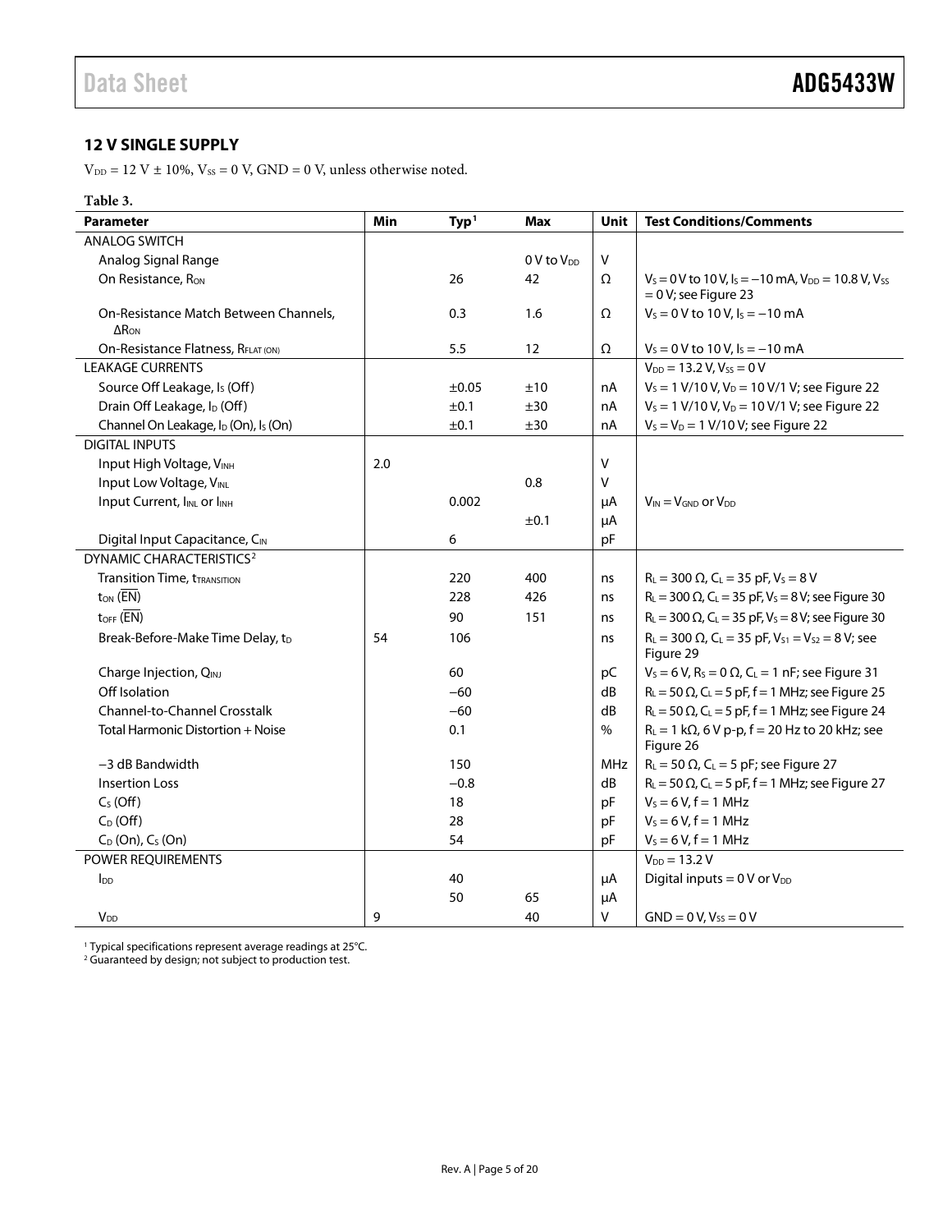## 12 V SINGLE SUPPLY

$V_{DD}$ = 12 V ± 10%, $V_{SS}$ = 0 V, GND = 0 V, unless otherwise noted.

**Table 3.**

| Parameter | Min | Typ[1] | Max | Unit | Test Conditions/Comments |
|---|---|---|---|---|---|
| ANALOG SWITCH | | | | | |
| Analog Signal Range | | | 0 V to $V_{DD}$ | V | |
| On Resistance, $R_{ON}$ | | 26 | 42 | Ω | $V_S$ = 0 V to 10 V, $I_S$ = −10 mA, $V_{DD}$ = 10.8 V, $V_{SS}$ = 0 V; see Figure 23 |
| On-Resistance Match Between Channels, $\Delta R_{ON}$ | | 0.3 | 1.6 | Ω | $V_S$ = 0 V to 10 V, $I_S$ = −10 mA |
| On-Resistance Flatness, $R_{FLAT (ON)}$ | | 5.5 | 12 | Ω | $V_S$ = 0 V to 10 V, $I_S$ = −10 mA |
| LEAKAGE CURRENTS | | | | | $V_{DD}$ = 13.2 V, $V_{SS}$ = 0 V |
| Source Off Leakage, $I_S$ (Off) | | ±0.05 | ±10 | nA | $V_S$ = 1 V/10 V, $V_D$ = 10 V/1 V; see Figure 22 |
| Drain Off Leakage, $I_D$ (Off) | | ±0.1 | ±30 | nA | $V_S$ = 1 V/10 V, $V_D$ = 10 V/1 V; see Figure 22 |
| Channel On Leakage, $I_D$ (On), $I_S$ (On) | | ±0.1 | ±30 | nA | $V_S$ = $V_D$ = 1 V/10 V; see Figure 22 |
| DIGITAL INPUTS | | | | | |
| Input High Voltage, $V_{INH}$ | 2.0 | | | V | |
| Input Low Voltage, $V_{INL}$ | | | 0.8 | V | |
| Input Current, $I_{INL}$ or $I_{INH}$ | | 0.002 | | µA | $V_{IN}$ = $V_{GND}$ or $V_{DD}$ |
| | | | ±0.1 | µA | |
| Digital Input Capacitance, $C_{IN}$ | | 6 | | pF | |
| DYNAMIC CHARACTERISTICS[2] | | | | | |
| Transition Time, $t_{TRANSITION}$ | | 220 | 400 | ns | $R_L$ = 300 Ω, $C_L$ = 35 pF, $V_S$ = 8 V |
| $t_{ON}$ ($\overline{EN}$) | | 228 | 426 | ns | $R_L$ = 300 Ω, $C_L$ = 35 pF, $V_S$ = 8 V; see Figure 30 |
| $t_{OFF}$ ($\overline{EN}$) | | 90 | 151 | ns | $R_L$ = 300 Ω, $C_L$ = 35 pF, $V_S$ = 8 V; see Figure 30 |
| Break-Before-Make Time Delay, $t_D$ | 54 | 106 | | ns | $R_L$ = 300 Ω, $C_L$ = 35 pF, $V_{S1}$ = $V_{S2}$ = 8 V; see Figure 29 |
| Charge Injection, $Q_{INJ}$ | | 60 | | pC | $V_S$ = 6 V, $R_S$ = 0 Ω, $C_L$ = 1 nF; see Figure 31 |
| Off Isolation | | −60 | | dB | $R_L$ = 50 Ω, $C_L$ = 5 pF, f = 1 MHz; see Figure 25 |
| Channel-to-Channel Crosstalk | | −60 | | dB | $R_L$ = 50 Ω, $C_L$ = 5 pF, f = 1 MHz; see Figure 24 |
| Total Harmonic Distortion + Noise | | 0.1 | | % | $R_L$ = 1 kΩ, 6 V p-p, f = 20 Hz to 20 kHz; see Figure 26 |
| −3 dB Bandwidth | | 150 | | MHz | $R_L$ = 50 Ω, $C_L$ = 5 pF; see Figure 27 |
| Insertion Loss | | −0.8 | | dB | $R_L$ = 50 Ω, $C_L$ = 5 pF, f = 1 MHz; see Figure 27 |
| $C_S$ (Off) | | 18 | | pF | $V_S$ = 6 V, f = 1 MHz |
| $C_D$ (Off) | | 28 | | pF | $V_S$ = 6 V, f = 1 MHz |
| $C_D$ (On), $C_S$ (On) | | 54 | | pF | $V_S$ = 6 V, f = 1 MHz |
| POWER REQUIREMENTS | | | | | $V_{DD}$ = 13.2 V |
| $I_{DD}$ | | 40 | | µA | Digital inputs = 0 V or $V_{DD}$ |
| | | 50 | 65 | µA | |
| $V_{DD}$ | 9 | | 40 | V | GND = 0 V, $V_{SS}$ = 0 V |

[1] Typical specifications represent average readings at 25°C.
[2] Guaranteed by design; not subject to production test.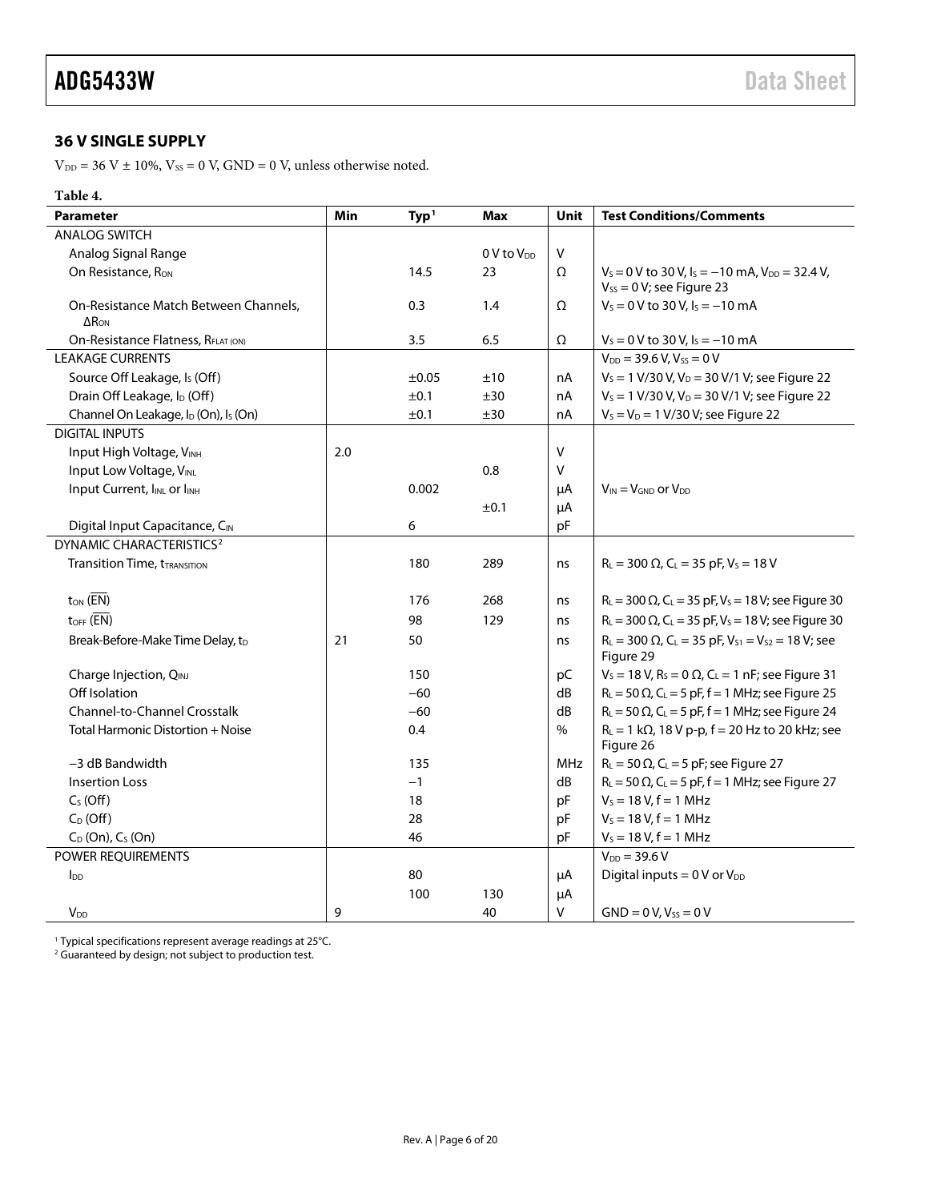### 36 V SINGLE SUPPLY

$V_{DD}$ = 36 V ± 10%, $V_{SS}$ = 0 V, GND = 0 V, unless otherwise noted.

**Table 4.**

| Parameter | Min | Typ[1] | Max | Unit | Test Conditions/Comments |
|---|---|---|---|---|---|
| ANALOG SWITCH | | | | | |
| Analog Signal Range | | | 0 V to $V_{DD}$ | V | |
| On Resistance, $R_{ON}$ | | 14.5 | 23 | Ω | $V_S$ = 0 V to 30 V, $I_S$ = −10 mA, $V_{DD}$ = 32.4 V, $V_{SS}$ = 0 V; see Figure 23 |
| On-Resistance Match Between Channels, $\Delta R_{ON}$ | | 0.3 | 1.4 | Ω | $V_S$ = 0 V to 30 V, $I_S$ = −10 mA |
| On-Resistance Flatness, $R_{FLAT (ON)}$ | | 3.5 | 6.5 | Ω | $V_S$ = 0 V to 30 V, $I_S$ = −10 mA |
| LEAKAGE CURRENTS | | | | | $V_{DD}$ = 39.6 V, $V_{SS}$ = 0 V |
| Source Off Leakage, $I_S$ (Off) | | ±0.05 | ±10 | nA | $V_S$ = 1 V/30 V, $V_D$ = 30 V/1 V; see Figure 22 |
| Drain Off Leakage, $I_D$ (Off) | | ±0.1 | ±30 | nA | $V_S$ = 1 V/30 V, $V_D$ = 30 V/1 V; see Figure 22 |
| Channel On Leakage, $I_D$ (On), $I_S$ (On) | | ±0.1 | ±30 | nA | $V_S$ = $V_D$ = 1 V/30 V; see Figure 22 |
| DIGITAL INPUTS | | | | | |
| Input High Voltage, $V_{INH}$ | 2.0 | | | V | |
| Input Low Voltage, $V_{INL}$ | | | 0.8 | V | |
| Input Current, $I_{INL}$ or $I_{INH}$ | | 0.002 | | µA | $V_{IN}$ = $V_{GND}$ or $V_{DD}$ |
| | | | ±0.1 | µA | |
| Digital Input Capacitance, $C_{IN}$ | | 6 | | pF | |
| DYNAMIC CHARACTERISTICS[2] | | | | | |
| Transition Time, $t_{TRANSITION}$ | | 180 | 289 | ns | $R_L$ = 300 Ω, $C_L$ = 35 pF, $V_S$ = 18 V |
| $t_{ON}$ ($\overline{EN}$) | | 176 | 268 | ns | $R_L$ = 300 Ω, $C_L$ = 35 pF, $V_S$ = 18 V; see Figure 30 |
| $t_{OFF}$ ($\overline{EN}$) | | 98 | 129 | ns | $R_L$ = 300 Ω, $C_L$ = 35 pF, $V_S$ = 18 V; see Figure 30 |
| Break-Before-Make Time Delay, $t_D$ | 21 | 50 | | ns | $R_L$ = 300 Ω, $C_L$ = 35 pF, $V_{S1}$ = $V_{S2}$ = 18 V; see Figure 29 |
| Charge Injection, $Q_{INJ}$ | | 150 | | pC | $V_S$ = 18 V, $R_S$ = 0 Ω, $C_L$ = 1 nF; see Figure 31 |
| Off Isolation | | −60 | | dB | $R_L$ = 50 Ω, $C_L$ = 5 pF, f = 1 MHz; see Figure 25 |
| Channel-to-Channel Crosstalk | | −60 | | dB | $R_L$ = 50 Ω, $C_L$ = 5 pF, f = 1 MHz; see Figure 24 |
| Total Harmonic Distortion + Noise | | 0.4 | | % | $R_L$ = 1 kΩ, 18 V p-p, f = 20 Hz to 20 kHz; see Figure 26 |
| −3 dB Bandwidth | | 135 | | MHz | $R_L$ = 50 Ω, $C_L$ = 5 pF; see Figure 27 |
| Insertion Loss | | −1 | | dB | $R_L$ = 50 Ω, $C_L$ = 5 pF, f = 1 MHz; see Figure 27 |
| $C_S$ (Off) | | 18 | | pF | $V_S$ = 18 V, f = 1 MHz |
| $C_D$ (Off) | | 28 | | pF | $V_S$ = 18 V, f = 1 MHz |
| $C_D$ (On), $C_S$ (On) | | 46 | | pF | $V_S$ = 18 V, f = 1 MHz |
| POWER REQUIREMENTS | | | | | $V_{DD}$ = 39.6 V |
| $I_{DD}$ | | 80 | | µA | Digital inputs = 0 V or $V_{DD}$ |
| | | 100 | 130 | µA | |
| $V_{DD}$ | 9 | | 40 | V | GND = 0 V, $V_{SS}$ = 0 V |

[1] Typical specifications represent average readings at 25°C.
[2] Guaranteed by design; not subject to production test.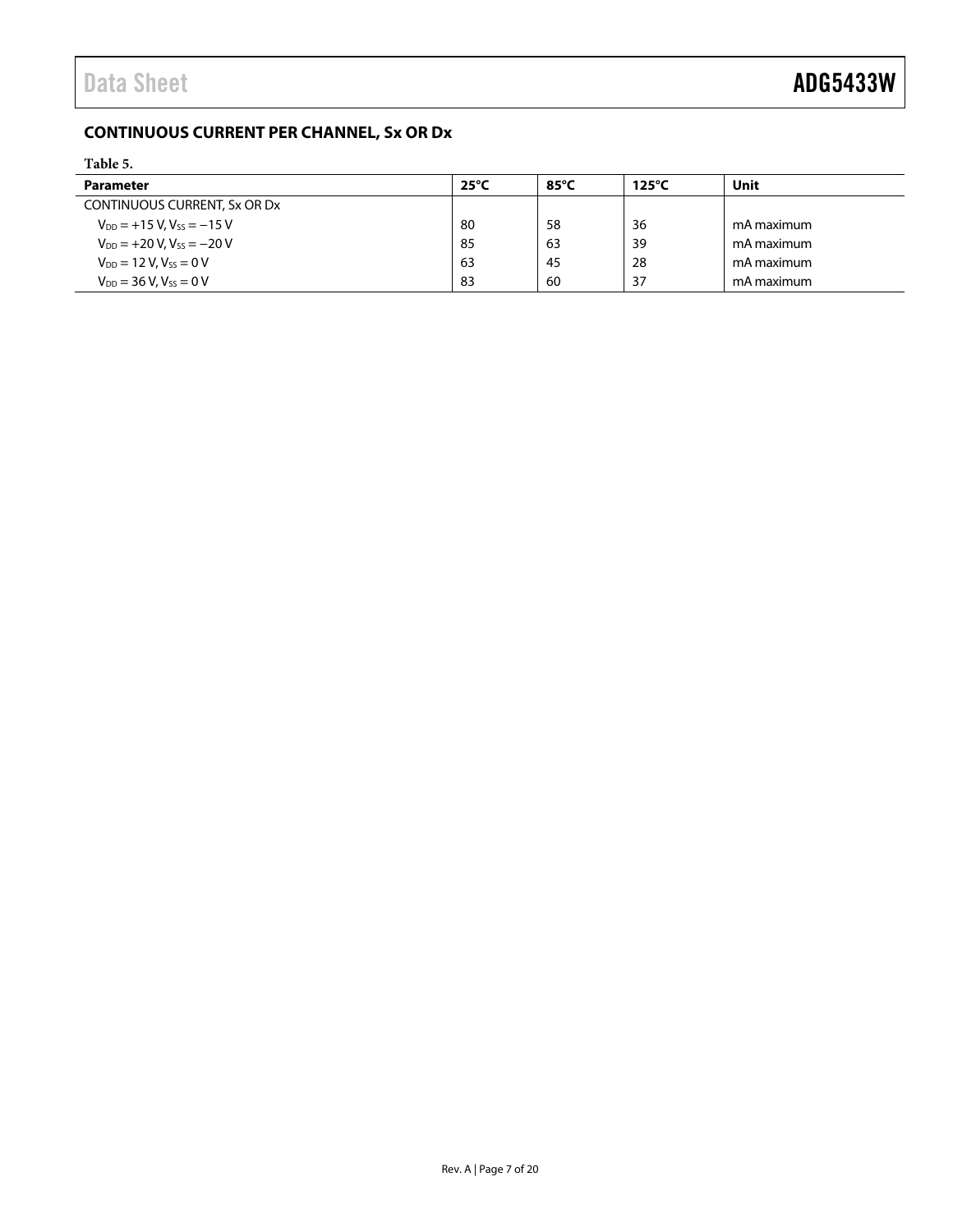## CONTINUOUS CURRENT PER CHANNEL, Sx OR Dx

**Table 5.**

| Parameter | 25°C | 85°C | 125°C | Unit |
|---|---|---|---|---|
| CONTINUOUS CURRENT, Sx OR Dx | | | | |
| $V_{DD}$ = +15 V, $V_{SS}$ = −15 V | 80 | 58 | 36 | mA maximum |
| $V_{DD}$ = +20 V, $V_{SS}$ = −20 V | 85 | 63 | 39 | mA maximum |
| $V_{DD}$ = 12 V, $V_{SS}$ = 0 V | 63 | 45 | 28 | mA maximum |
| $V_{DD}$ = 36 V, $V_{SS}$ = 0 V | 83 | 60 | 37 | mA maximum |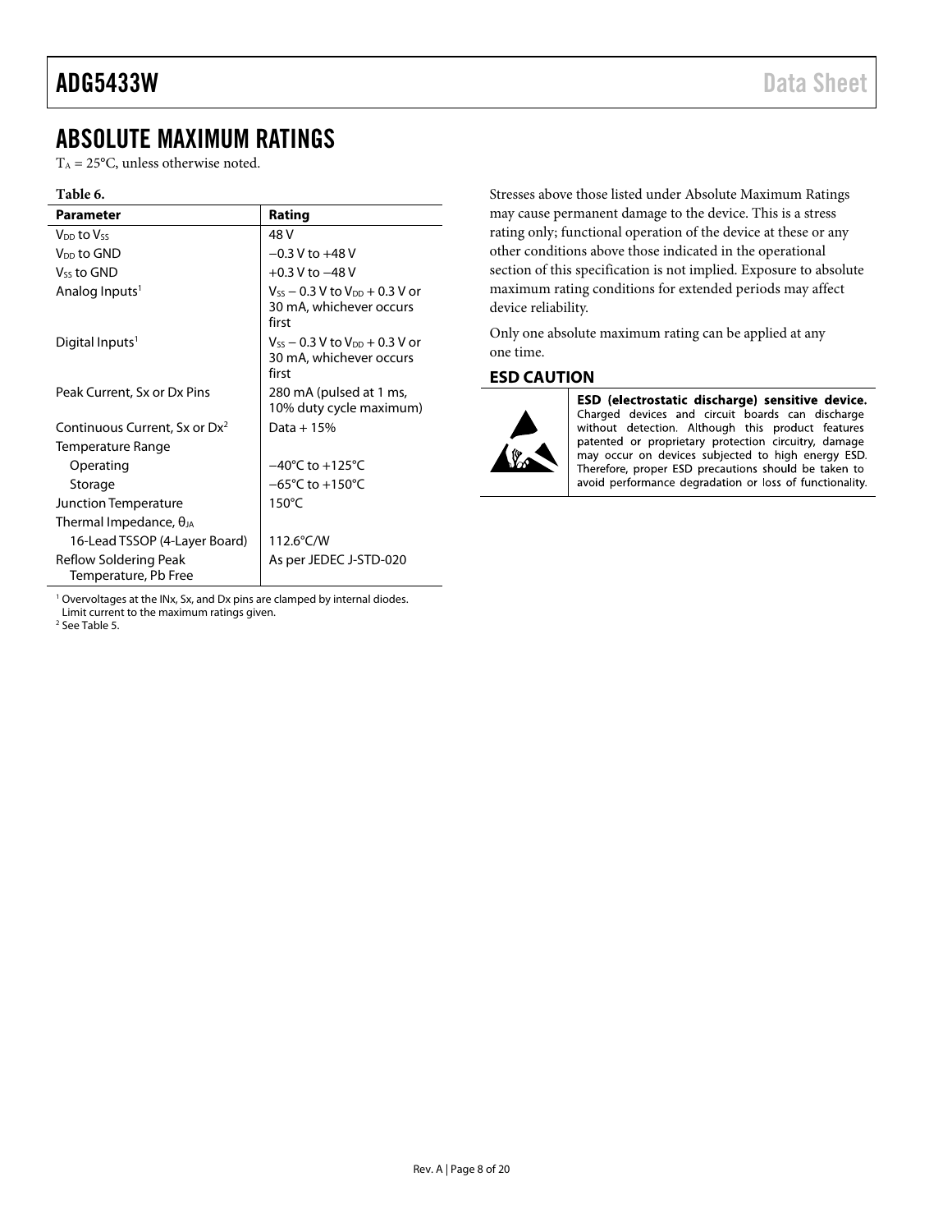## ABSOLUTE MAXIMUM RATINGS

$T_A$ = 25°C, unless otherwise noted.

**Table 6.**

| Parameter | Rating |
|---|---|
| $V_{DD}$ to $V_{SS}$ | 48 V |
| $V_{DD}$ to GND | −0.3 V to +48 V |
| $V_{SS}$ to GND | +0.3 V to −48 V |
| Analog Inputs[1] | $V_{SS}$ − 0.3 V to $V_{DD}$ + 0.3 V or 30 mA, whichever occurs first |
| Digital Inputs[1] | $V_{SS}$ − 0.3 V to $V_{DD}$ + 0.3 V or 30 mA, whichever occurs first |
| Peak Current, Sx or Dx Pins | 280 mA (pulsed at 1 ms, 10% duty cycle maximum) |
| Continuous Current, Sx or Dx[2] | Data + 15% |
| Temperature Range | |
| Operating | −40°C to +125°C |
| Storage | −65°C to +150°C |
| Junction Temperature | 150°C |
| Thermal Impedance, $\theta_{JA}$ | |
| 16-Lead TSSOP (4-Layer Board) | 112.6°C/W |
| Reflow Soldering Peak Temperature, Pb Free | As per JEDEC J-STD-020 |

[1] Overvoltages at the INx, Sx, and Dx pins are clamped by internal diodes. Limit current to the maximum ratings given.
[2] See Table 5.

Stresses above those listed under Absolute Maximum Ratings may cause permanent damage to the device. This is a stress rating only; functional operation of the device at these or any other conditions above those indicated in the operational section of this specification is not implied. Exposure to absolute maximum rating conditions for extended periods may affect device reliability.

Only one absolute maximum rating can be applied at any one time.

### ESD CAUTION

**ESD (electrostatic discharge) sensitive device.** Charged devices and circuit boards can discharge without detection. Although this product features patented or proprietary protection circuitry, damage may occur on devices subjected to high energy ESD. Therefore, proper ESD precautions should be taken to avoid performance degradation or loss of functionality.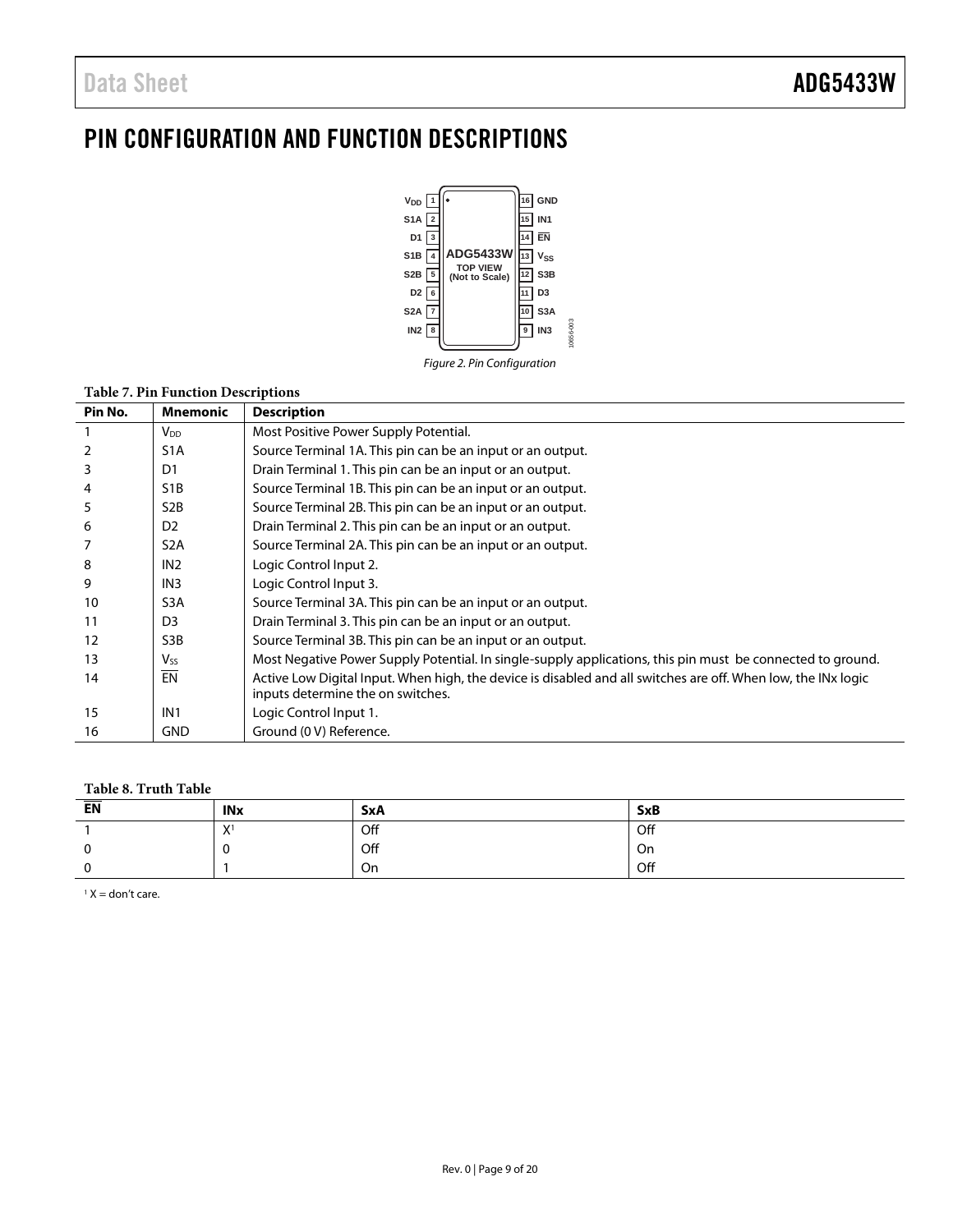# PIN CONFIGURATION AND FUNCTION DESCRIPTIONS

*Figure 2. Pin Configuration*

**Table 7. Pin Function Descriptions**

| Pin No. | Mnemonic | Description |
|---|---|---|
| 1 | $V_{DD}$ | Most Positive Power Supply Potential. |
| 2 | S1A | Source Terminal 1A. This pin can be an input or an output. |
| 3 | D1 | Drain Terminal 1. This pin can be an input or an output. |
| 4 | S1B | Source Terminal 1B. This pin can be an input or an output. |
| 5 | S2B | Source Terminal 2B. This pin can be an input or an output. |
| 6 | D2 | Drain Terminal 2. This pin can be an input or an output. |
| 7 | S2A | Source Terminal 2A. This pin can be an input or an output. |
| 8 | IN2 | Logic Control Input 2. |
| 9 | IN3 | Logic Control Input 3. |
| 10 | S3A | Source Terminal 3A. This pin can be an input or an output. |
| 11 | D3 | Drain Terminal 3. This pin can be an input or an output. |
| 12 | S3B | Source Terminal 3B. This pin can be an input or an output. |
| 13 | $V_{SS}$ | Most Negative Power Supply Potential. In single-supply applications, this pin must be connected to ground. |
| 14 | $\overline{EN}$ | Active Low Digital Input. When high, the device is disabled and all switches are off. When low, the INx logic inputs determine the on switches. |
| 15 | IN1 | Logic Control Input 1. |
| 16 | GND | Ground (0 V) Reference. |

**Table 8. Truth Table**

| $\overline{EN}$ | INx | SxA | SxB |
|---|---|---|---|
| 1 | X[1] | Off | Off |
| 0 | 0 | Off | On |
| 0 | 1 | On | Off |

[1] X = don't care.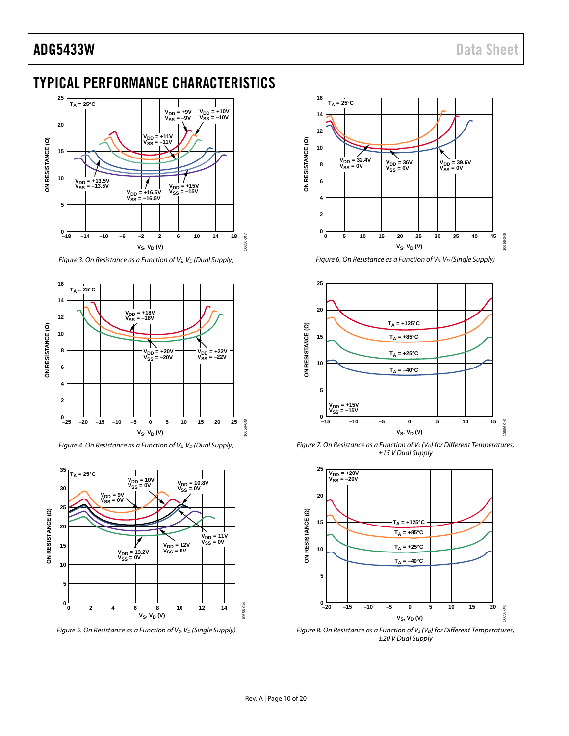# TYPICAL PERFORMANCE CHARACTERISTICS

*Figure 3. On Resistance as a Function of $V_S$, $V_D$ (Dual Supply)*

*Figure 4. On Resistance as a Function of $V_S$, $V_D$ (Dual Supply)*

*Figure 5. On Resistance as a Function of $V_S$, $V_D$ (Single Supply)*

*Figure 6. On Resistance as a Function of $V_S$, $V_D$ (Single Supply)*

*Figure 7. On Resistance as a Function of $V_S$ ($V_D$) for Different Temperatures, ±15 V Dual Supply*

*Figure 8. On Resistance as a Function of $V_S$ ($V_D$) for Different Temperatures, ±20 V Dual Supply*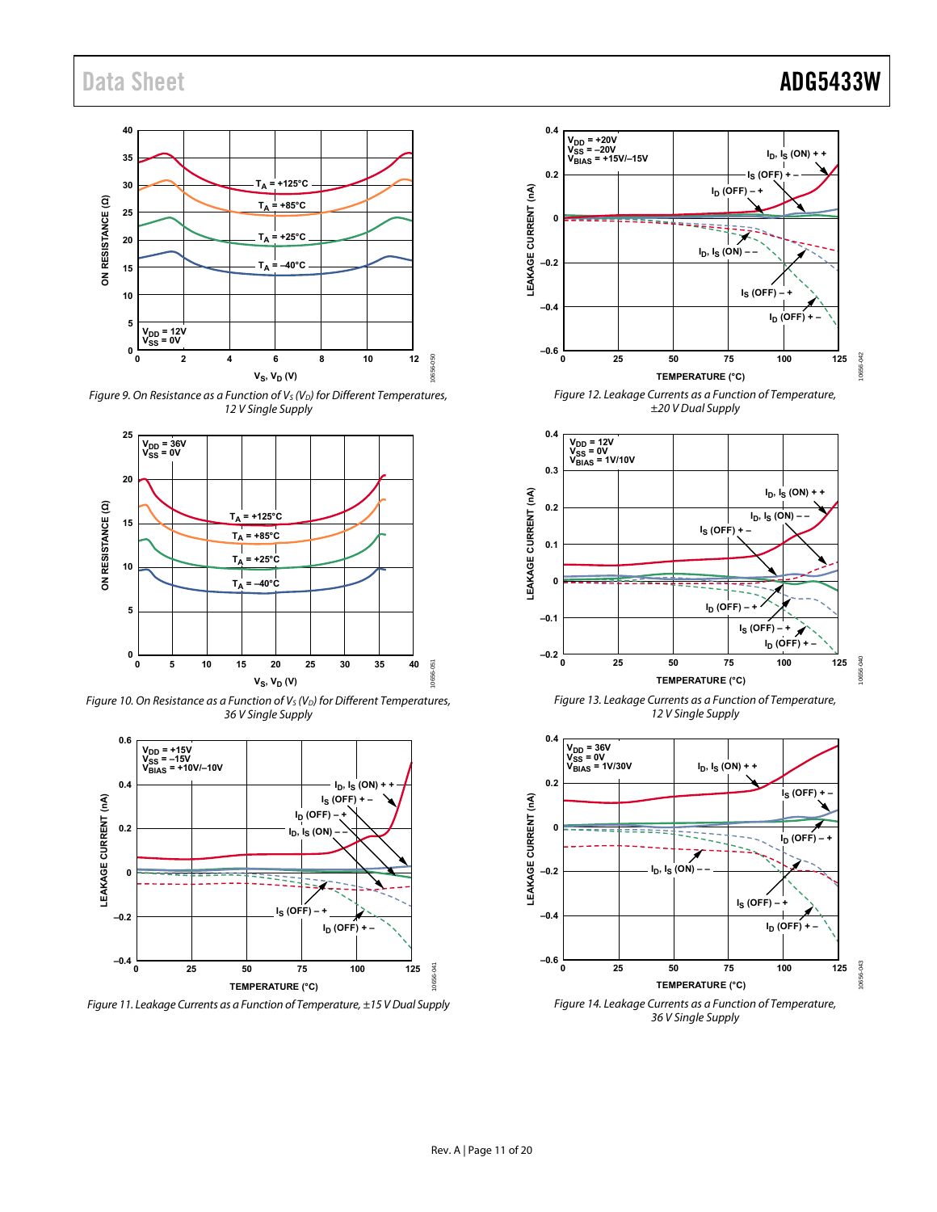Figure 9. On Resistance as a Function of $V_S$ ($V_D$) for Different Temperatures, 12 V Single Supply

Figure 10. On Resistance as a Function of $V_S$ ($V_D$) for Different Temperatures, 36 V Single Supply

Figure 11. Leakage Currents as a Function of Temperature, ±15 V Dual Supply

Figure 12. Leakage Currents as a Function of Temperature, ±20 V Dual Supply

Figure 13. Leakage Currents as a Function of Temperature, 12 V Single Supply

Figure 14. Leakage Currents as a Function of Temperature, 36 V Single Supply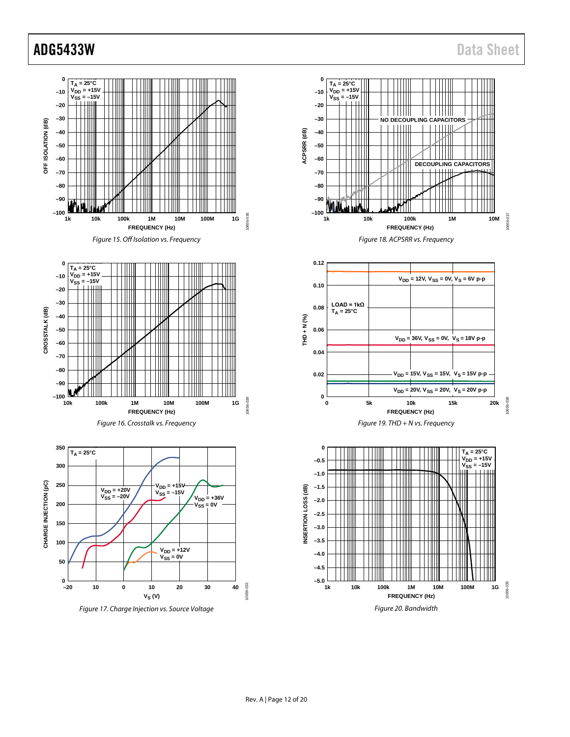Figure 15. Off Isolation vs. Frequency

Figure 16. Crosstalk vs. Frequency

Figure 17. Charge Injection vs. Source Voltage

Figure 18. ACPSRR vs. Frequency

Figure 19. THD + N vs. Frequency

Figure 20. Bandwidth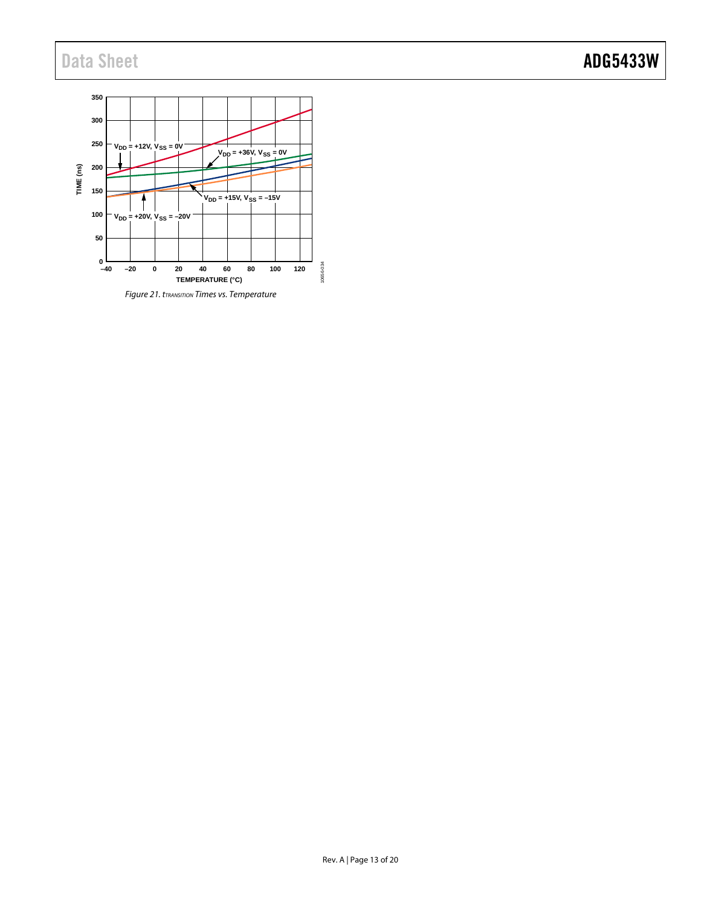Figure 21. $t_{TRANSITION}$ Times vs. Temperature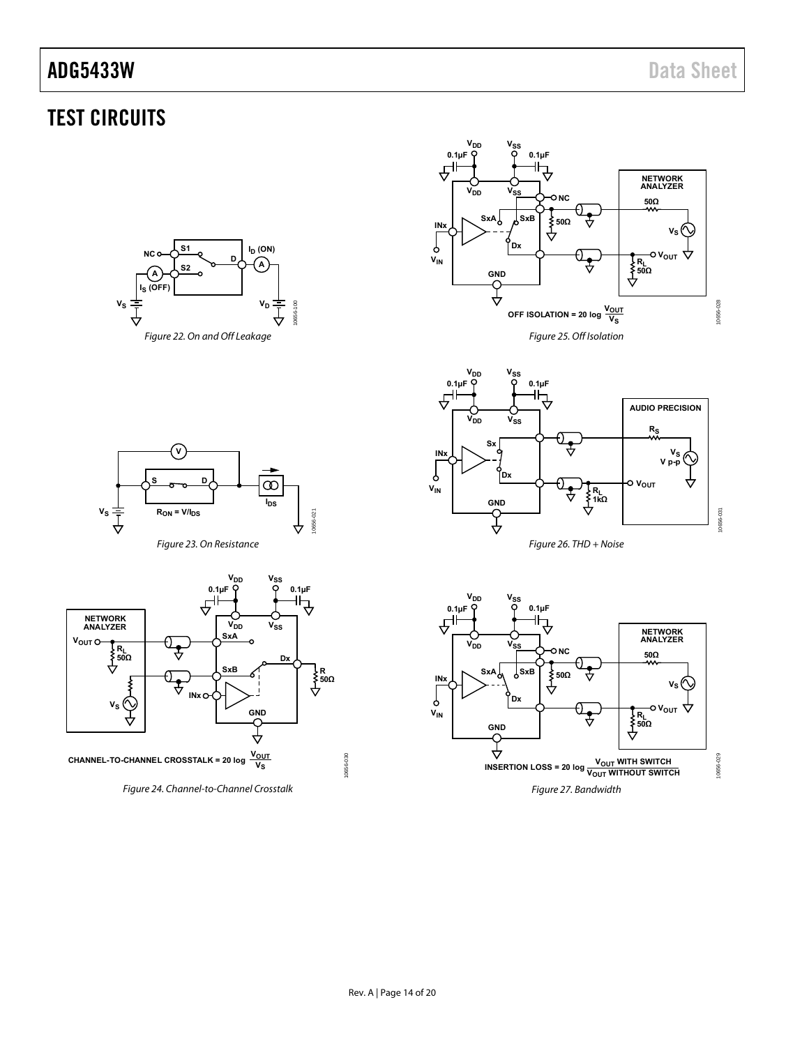# TEST CIRCUITS

Figure 22. On and Off Leakage

Figure 23. On Resistance

CHANNEL-TO-CHANNEL CROSSTALK = 20 log $\frac{V_{OUT}}{V_S}$

Figure 24. Channel-to-Channel Crosstalk

OFF ISOLATION = 20 log $\frac{V_{OUT}}{V_S}$

Figure 25. Off Isolation

Figure 26. THD + Noise

INSERTION LOSS = 20 log $\frac{V_{OUT} \text{ WITH SWITCH}}{V_{OUT} \text{ WITHOUT SWITCH}}$

Figure 27. Bandwidth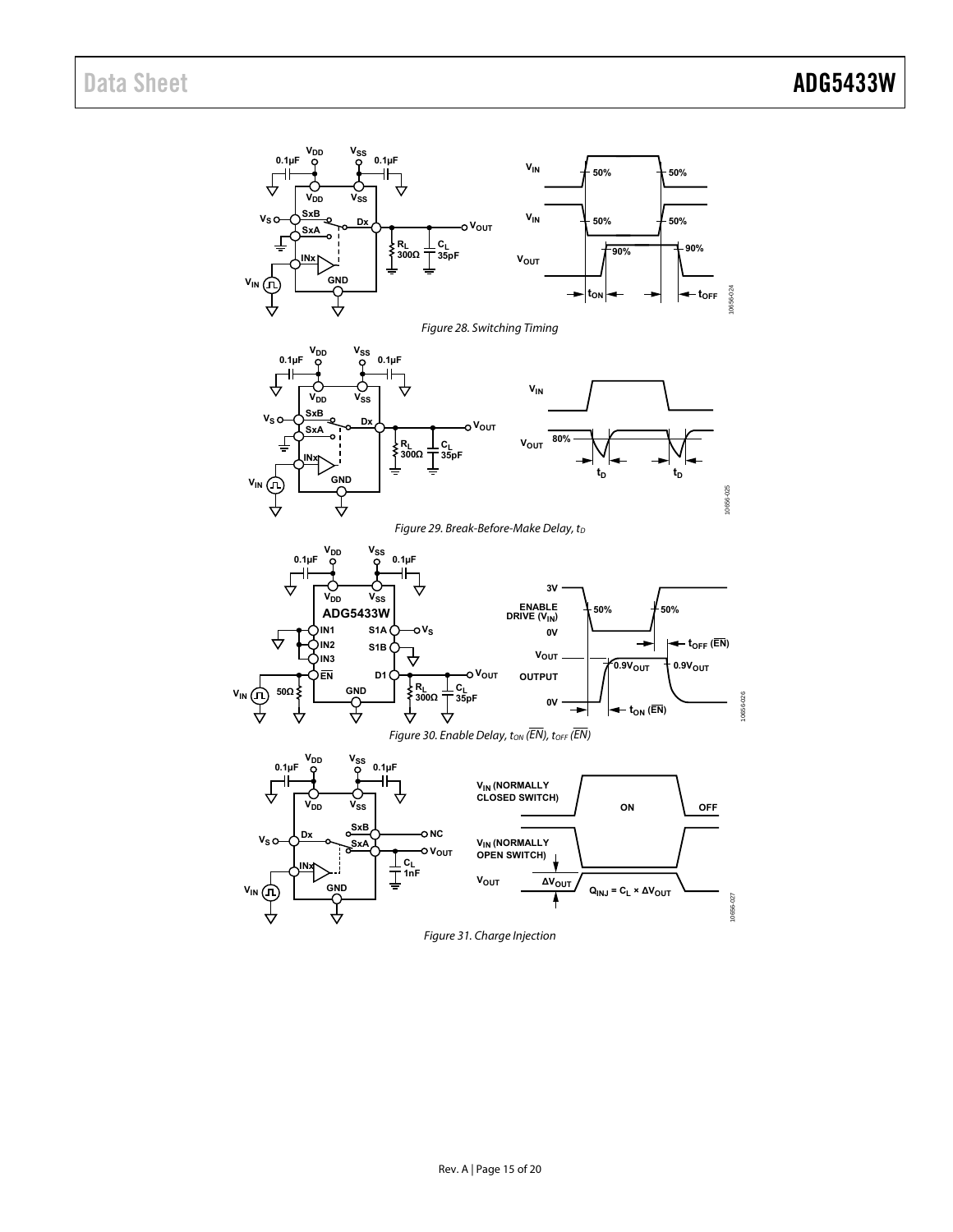Figure 28. Switching Timing

Figure 29. Break-Before-Make Delay, $t_D$

Figure 30. Enable Delay, $t_{ON}$ ($\overline{EN}$), $t_{OFF}$ ($\overline{EN}$)

Figure 31. Charge Injection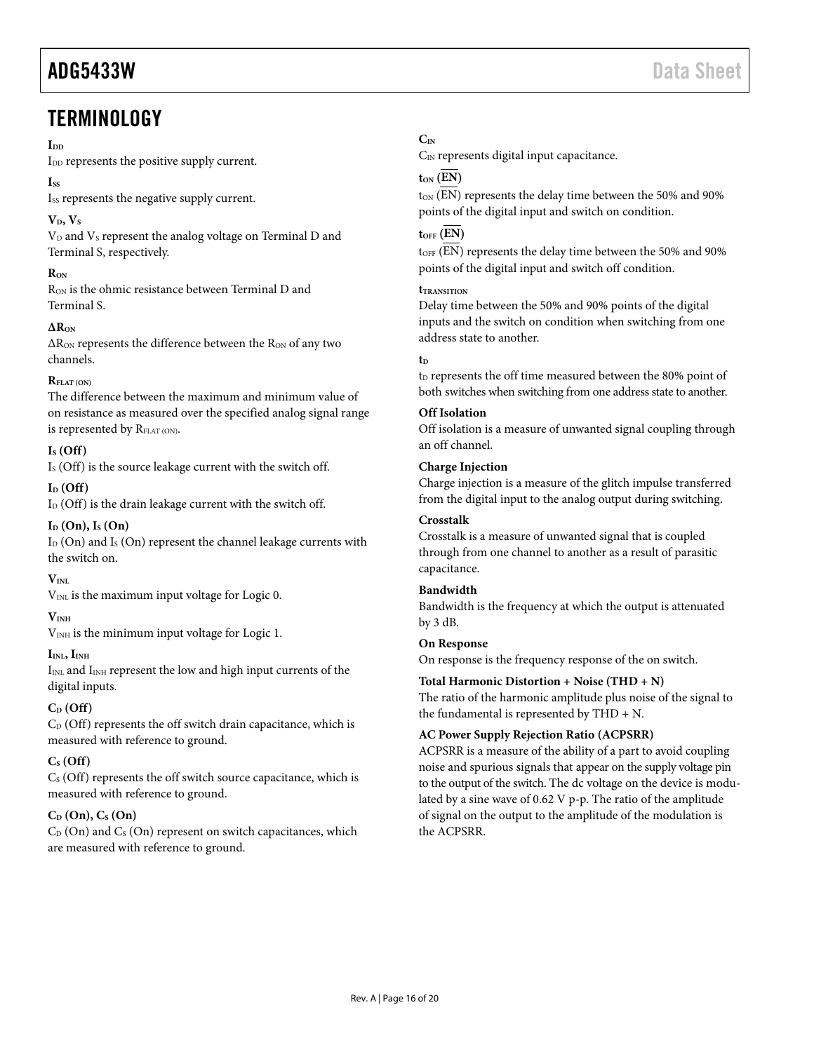# TERMINOLOGY

**$I_{DD}$**
$I_{DD}$ represents the positive supply current.

**$I_{SS}$**
$I_{SS}$ represents the negative supply current.

**$V_D$, $V_S$**
$V_D$ and $V_S$ represent the analog voltage on Terminal D and Terminal S, respectively.

**$R_{ON}$**
$R_{ON}$ is the ohmic resistance between Terminal D and Terminal S.

**$\Delta R_{ON}$**
$\Delta R_{ON}$ represents the difference between the $R_{ON}$ of any two channels.

**$R_{FLAT (ON)}$**
The difference between the maximum and minimum value of on resistance as measured over the specified analog signal range is represented by $R_{FLAT (ON)}$.

**$I_S$ (Off)**
$I_S$ (Off) is the source leakage current with the switch off.

**$I_D$ (Off)**
$I_D$ (Off) is the drain leakage current with the switch off.

**$I_D$ (On), $I_S$ (On)**
$I_D$ (On) and $I_S$ (On) represent the channel leakage currents with the switch on.

**$V_{INL}$**
$V_{INL}$ is the maximum input voltage for Logic 0.

**$V_{INH}$**
$V_{INH}$ is the minimum input voltage for Logic 1.

**$I_{INL}$, $I_{INH}$**
$I_{INL}$ and $I_{INH}$ represent the low and high input currents of the digital inputs.

**$C_D$ (Off)**
$C_D$ (Off) represents the off switch drain capacitance, which is measured with reference to ground.

**$C_S$ (Off)**
$C_S$ (Off) represents the off switch source capacitance, which is measured with reference to ground.

**$C_D$ (On), $C_S$ (On)**
$C_D$ (On) and $C_S$ (On) represent on switch capacitances, which are measured with reference to ground.

**$C_{IN}$**
$C_{IN}$ represents digital input capacitance.

**$t_{ON}$ ($\overline{EN}$)**
$t_{ON}$ ($\overline{EN}$) represents the delay time between the 50% and 90% points of the digital input and switch on condition.

**$t_{OFF}$ ($\overline{EN}$)**
$t_{OFF}$ ($\overline{EN}$) represents the delay time between the 50% and 90% points of the digital input and switch off condition.

**$t_{TRANSITION}$**
Delay time between the 50% and 90% points of the digital inputs and the switch on condition when switching from one address state to another.

**$t_D$**
$t_D$ represents the off time measured between the 80% point of both switches when switching from one address state to another.

**Off Isolation**
Off isolation is a measure of unwanted signal coupling through an off channel.

**Charge Injection**
Charge injection is a measure of the glitch impulse transferred from the digital input to the analog output during switching.

**Crosstalk**
Crosstalk is a measure of unwanted signal that is coupled through from one channel to another as a result of parasitic capacitance.

**Bandwidth**
Bandwidth is the frequency at which the output is attenuated by 3 dB.

**On Response**
On response is the frequency response of the on switch.

**Total Harmonic Distortion + Noise (THD + N)**
The ratio of the harmonic amplitude plus noise of the signal to the fundamental is represented by THD + N.

**AC Power Supply Rejection Ratio (ACPSRR)**
ACPSRR is a measure of the ability of a part to avoid coupling noise and spurious signals that appear on the supply voltage pin to the output of the switch. The dc voltage on the device is modulated by a sine wave of 0.62 V p-p. The ratio of the amplitude of signal on the output to the amplitude of the modulation is the ACPSRR.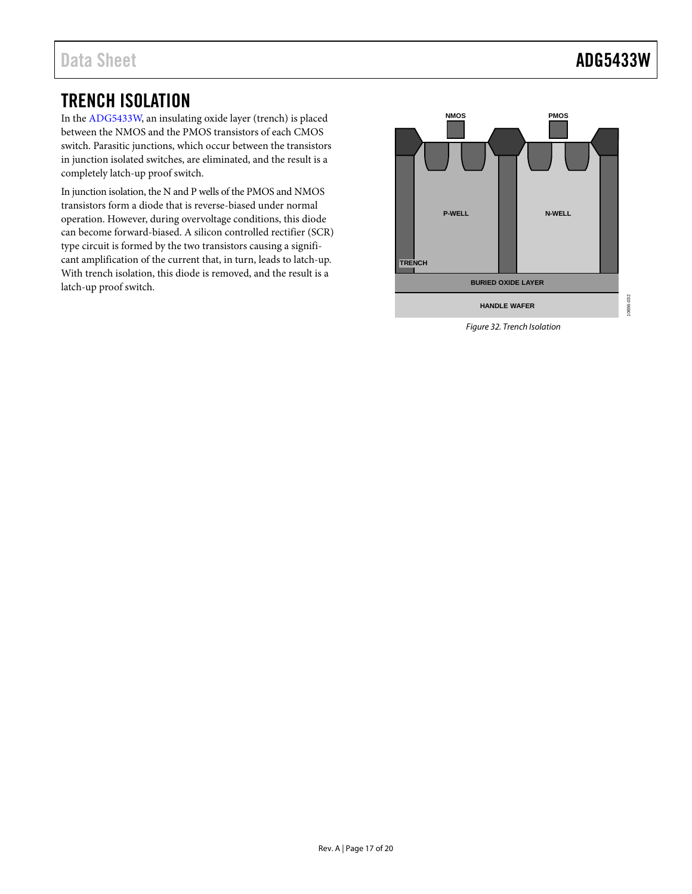# TRENCH ISOLATION

In the ADG5433W, an insulating oxide layer (trench) is placed between the NMOS and the PMOS transistors of each CMOS switch. Parasitic junctions, which occur between the transistors in junction isolated switches, are eliminated, and the result is a completely latch-up proof switch.

In junction isolation, the N and P wells of the PMOS and NMOS transistors form a diode that is reverse-biased under normal operation. However, during overvoltage conditions, this diode can become forward-biased. A silicon controlled rectifier (SCR) type circuit is formed by the two transistors causing a significant amplification of the current that, in turn, leads to latch-up. With trench isolation, this diode is removed, and the result is a latch-up proof switch.

*Figure 32. Trench Isolation*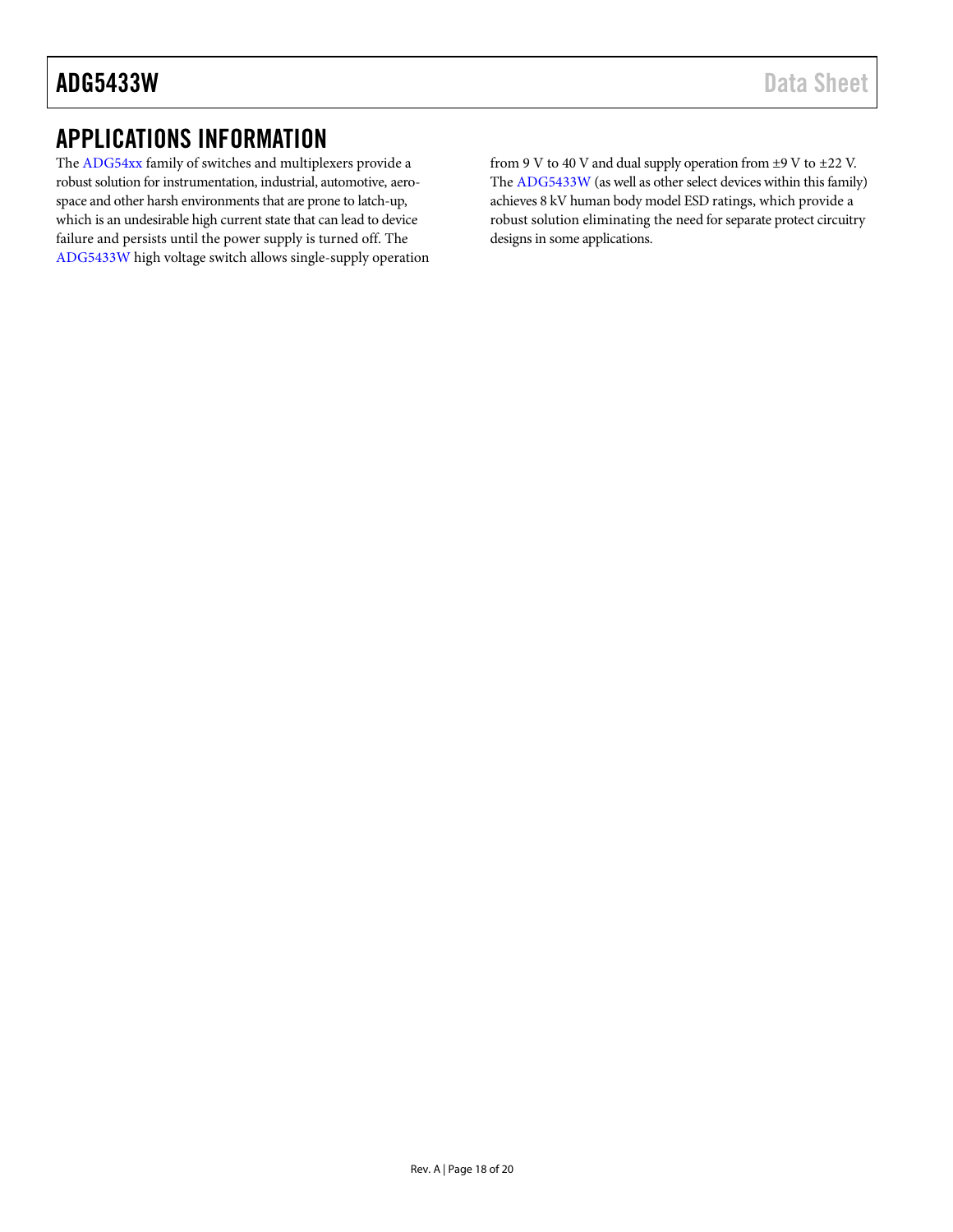# APPLICATIONS INFORMATION

The ADG54xx family of switches and multiplexers provide a robust solution for instrumentation, industrial, automotive, aerospace and other harsh environments that are prone to latch-up, which is an undesirable high current state that can lead to device failure and persists until the power supply is turned off. The ADG5433W high voltage switch allows single-supply operation from 9 V to 40 V and dual supply operation from ±9 V to ±22 V. The ADG5433W (as well as other select devices within this family) achieves 8 kV human body model ESD ratings, which provide a robust solution eliminating the need for separate protect circuitry designs in some applications.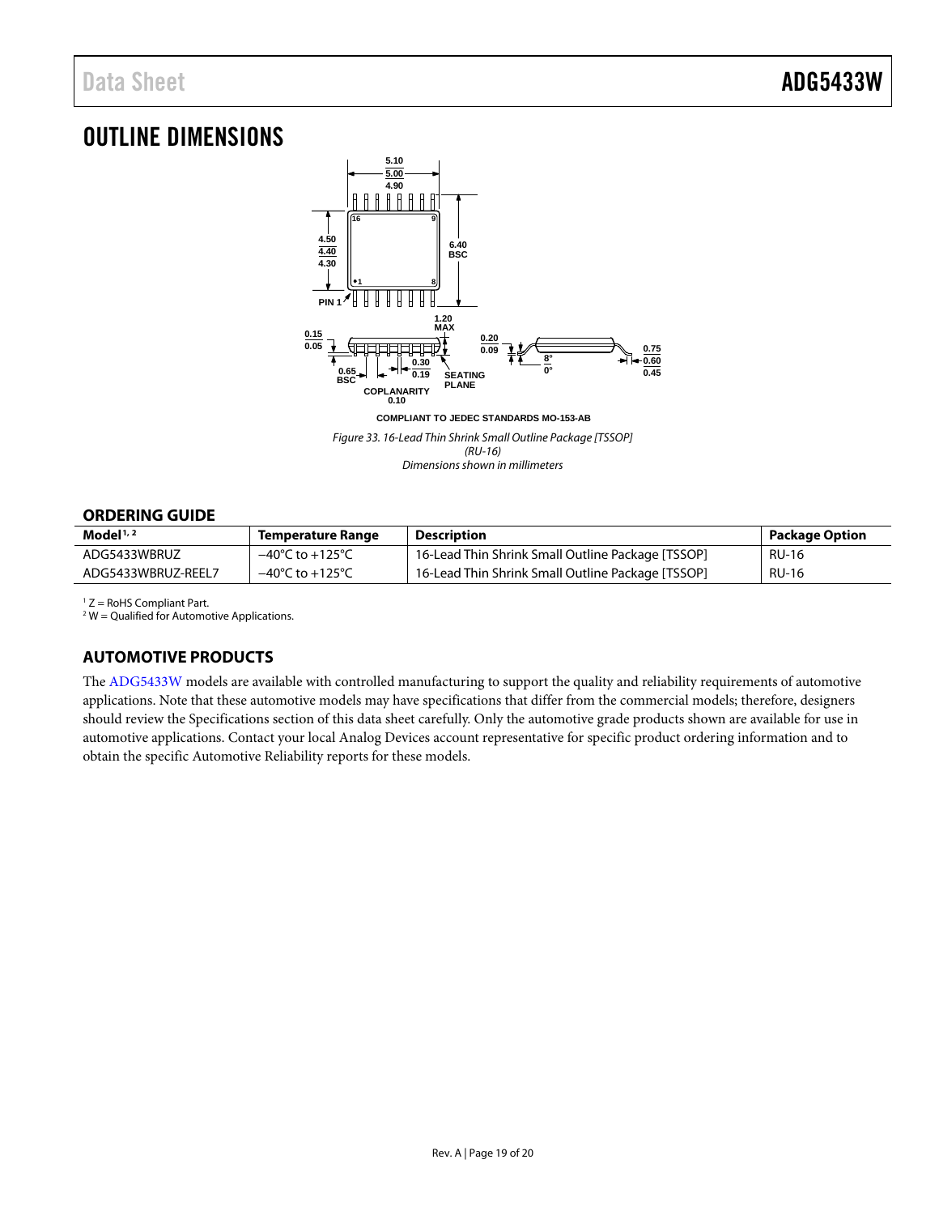# OUTLINE DIMENSIONS

COMPLIANT TO JEDEC STANDARDS MO-153-AB

*Figure 33. 16-Lead Thin Shrink Small Outline Package [TSSOP] (RU-16) Dimensions shown in millimeters*

## ORDERING GUIDE

| Model[1, 2] | Temperature Range | Description | Package Option |
|---|---|---|---|
| ADG5433WBRUZ | −40°C to +125°C | 16-Lead Thin Shrink Small Outline Package [TSSOP] | RU-16 |
| ADG5433WBRUZ-REEL7 | −40°C to +125°C | 16-Lead Thin Shrink Small Outline Package [TSSOP] | RU-16 |

[1] Z = RoHS Compliant Part.
[2] W = Qualified for Automotive Applications.

## AUTOMOTIVE PRODUCTS

The ADG5433W models are available with controlled manufacturing to support the quality and reliability requirements of automotive applications. Note that these automotive models may have specifications that differ from the commercial models; therefore, designers should review the Specifications section of this data sheet carefully. Only the automotive grade products shown are available for use in automotive applications. Contact your local Analog Devices account representative for specific product ordering information and to obtain the specific Automotive Reliability reports for these models.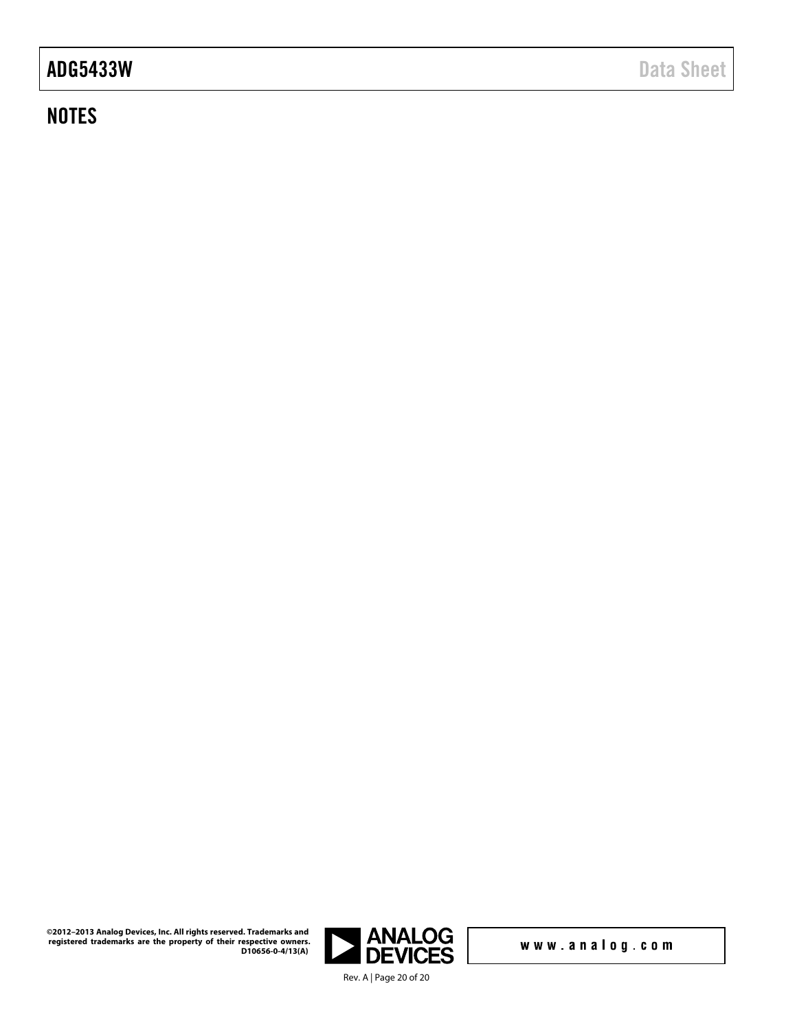## NOTES

©2012–2013 Analog Devices, Inc. All rights reserved. Trademarks and registered trademarks are the property of their respective owners.
D10656-0-4/13(A)

www.analog.com